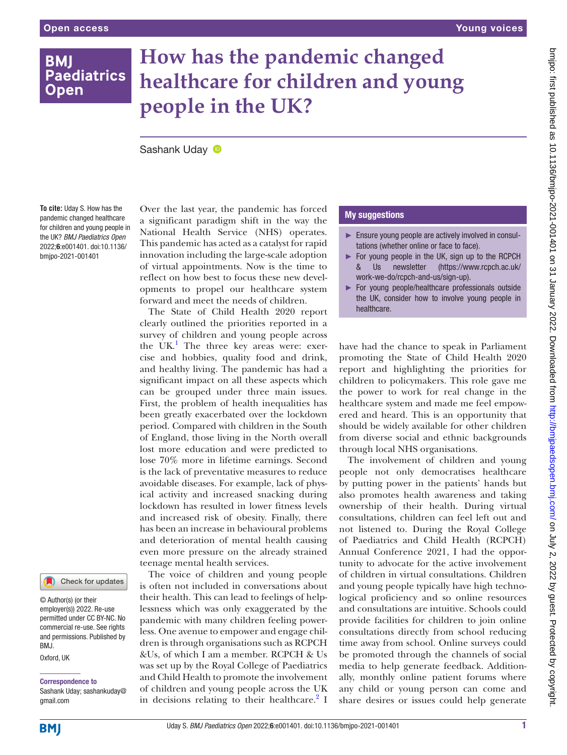Open access

Young voices

# How has the pandemic changed healthcare for children and young people in the UK?

Sashank Uday

**To cite:** Uday S. How has the pandemic changed healthcare for children and young people in the UK? *BMJ Paediatrics Open* 2022;**6**:e001401. doi:10.1136/bmjpo-2021-001401

© Author(s) (or their employer(s)) 2022. Re-use permitted under CC BY-NC. No commercial re-use. See rights and permissions. Published by BMJ.

Oxford, UK

**Correspondence to**
Sashank Uday; sashankuday@gmail.com

Over the last year, the pandemic has forced a significant paradigm shift in the way the National Health Service (NHS) operates. This pandemic has acted as a catalyst for rapid innovation including the large-scale adoption of virtual appointments. Now is the time to reflect on how best to focus these new developments to propel our healthcare system forward and meet the needs of children.

The State of Child Health 2020 report clearly outlined the priorities reported in a survey of children and young people across the UK.[1] The three key areas were: exercise and hobbies, quality food and drink, and healthy living. The pandemic has had a significant impact on all these aspects which can be grouped under three main issues. First, the problem of health inequalities has been greatly exacerbated over the lockdown period. Compared with children in the South of England, those living in the North overall lost more education and were predicted to lose 70% more in lifetime earnings. Second is the lack of preventative measures to reduce avoidable diseases. For example, lack of physical activity and increased snacking during lockdown has resulted in lower fitness levels and increased risk of obesity. Finally, there has been an increase in behavioural problems and deterioration of mental health causing even more pressure on the already strained teenage mental health services.

The voice of children and young people is often not included in conversations about their health. This can lead to feelings of helplessness which was only exaggerated by the pandemic with many children feeling powerless. One avenue to empower and engage children is through organisations such as RCPCH &Us, of which I am a member. RCPCH & Us was set up by the Royal College of Paediatrics and Child Health to promote the involvement of children and young people across the UK in decisions relating to their healthcare.[2] I have had the chance to speak in Parliament promoting the State of Child Health 2020 report and highlighting the priorities for children to policymakers. This role gave me the power to work for real change in the healthcare system and made me feel empowered and heard. This is an opportunity that should be widely available for other children from diverse social and ethnic backgrounds through local NHS organisations.

> **My suggestions**
>
> - Ensure young people are actively involved in consultations (whether online or face to face).
> - For young people in the UK, sign up to the RCPCH & Us newsletter (https://www.rcpch.ac.uk/work-we-do/rcpch-and-us/sign-up).
> - For young people/healthcare professionals outside the UK, consider how to involve young people in healthcare.

The involvement of children and young people not only democratises healthcare by putting power in the patients' hands but also promotes health awareness and taking ownership of their health. During virtual consultations, children can feel left out and not listened to. During the Royal College of Paediatrics and Child Health (RCPCH) Annual Conference 2021, I had the opportunity to advocate for the active involvement of children in virtual consultations. Children and young people typically have high technological proficiency and so online resources and consultations are intuitive. Schools could provide facilities for children to join online consultations directly from school reducing time away from school. Online surveys could be promoted through the channels of social media to help generate feedback. Additionally, monthly online patient forums where any child or young person can come and share desires or issues could help generate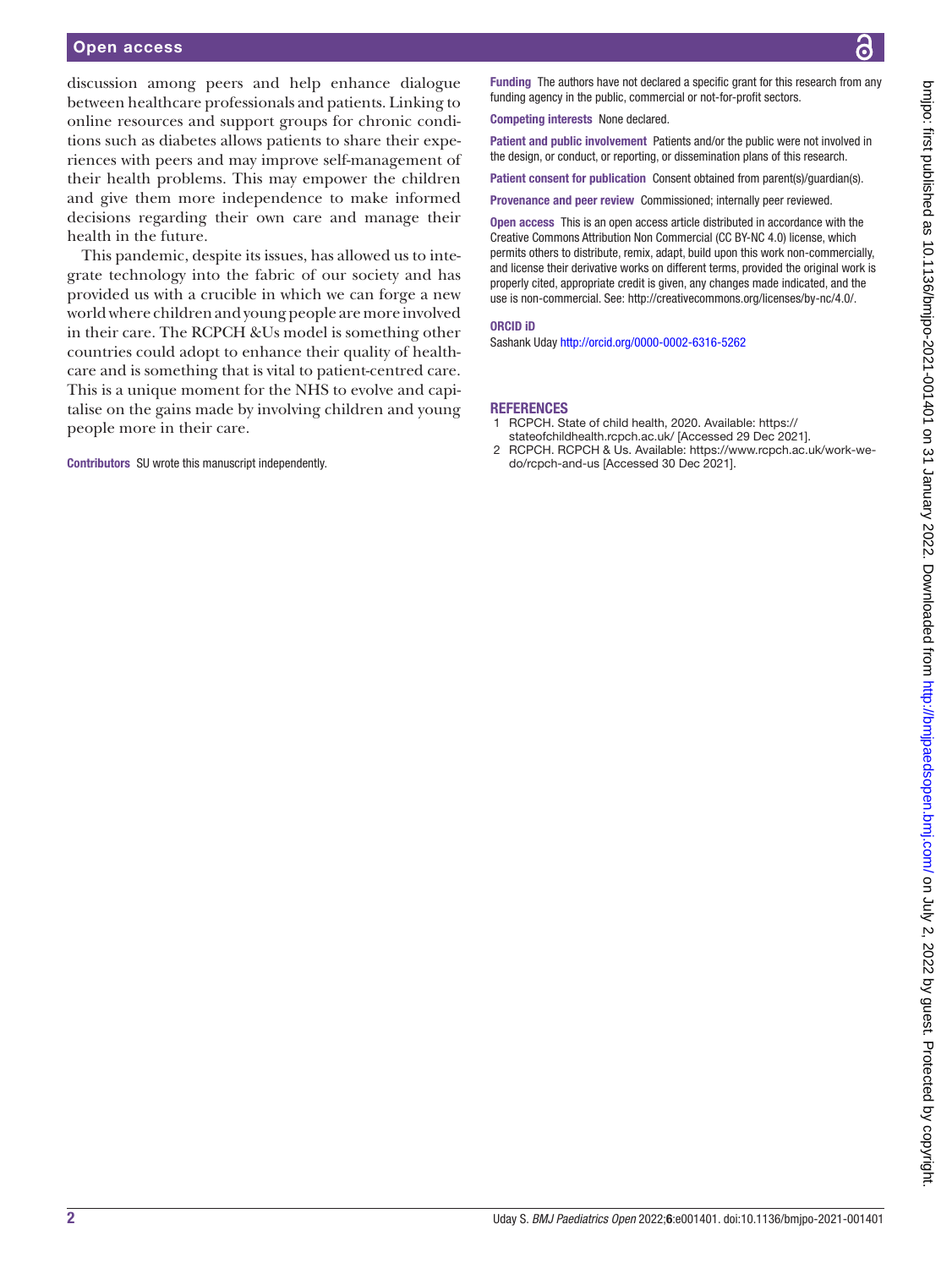discussion among peers and help enhance dialogue between healthcare professionals and patients. Linking to online resources and support groups for chronic conditions such as diabetes allows patients to share their experiences with peers and may improve self-management of their health problems. This may empower the children and give them more independence to make informed decisions regarding their own care and manage their health in the future.

This pandemic, despite its issues, has allowed us to integrate technology into the fabric of our society and has provided us with a crucible in which we can forge a new world where children and young people are more involved in their care. The RCPCH &Us model is something other countries could adopt to enhance their quality of healthcare and is something that is vital to patient-centred care. This is a unique moment for the NHS to evolve and capitalise on the gains made by involving children and young people more in their care.

**Contributors** SU wrote this manuscript independently.

**Funding** The authors have not declared a specific grant for this research from any funding agency in the public, commercial or not-for-profit sectors.

**Competing interests** None declared.

**Patient and public involvement** Patients and/or the public were not involved in the design, or conduct, or reporting, or dissemination plans of this research.

**Patient consent for publication** Consent obtained from parent(s)/guardian(s).

**Provenance and peer review** Commissioned; internally peer reviewed.

**Open access** This is an open access article distributed in accordance with the Creative Commons Attribution Non Commercial (CC BY-NC 4.0) license, which permits others to distribute, remix, adapt, build upon this work non-commercially, and license their derivative works on different terms, provided the original work is properly cited, appropriate credit is given, any changes made indicated, and the use is non-commercial. See: http://creativecommons.org/licenses/by-nc/4.0/.

**ORCID iD**

Sashank Uday http://orcid.org/0000-0002-6316-5262

## REFERENCES

1. RCPCH. State of child health, 2020. Available: https://stateofchildhealth.rcpch.ac.uk/ [Accessed 29 Dec 2021].
2. RCPCH. RCPCH & Us. Available: https://www.rcpch.ac.uk/work-we-do/rcpch-and-us [Accessed 30 Dec 2021].